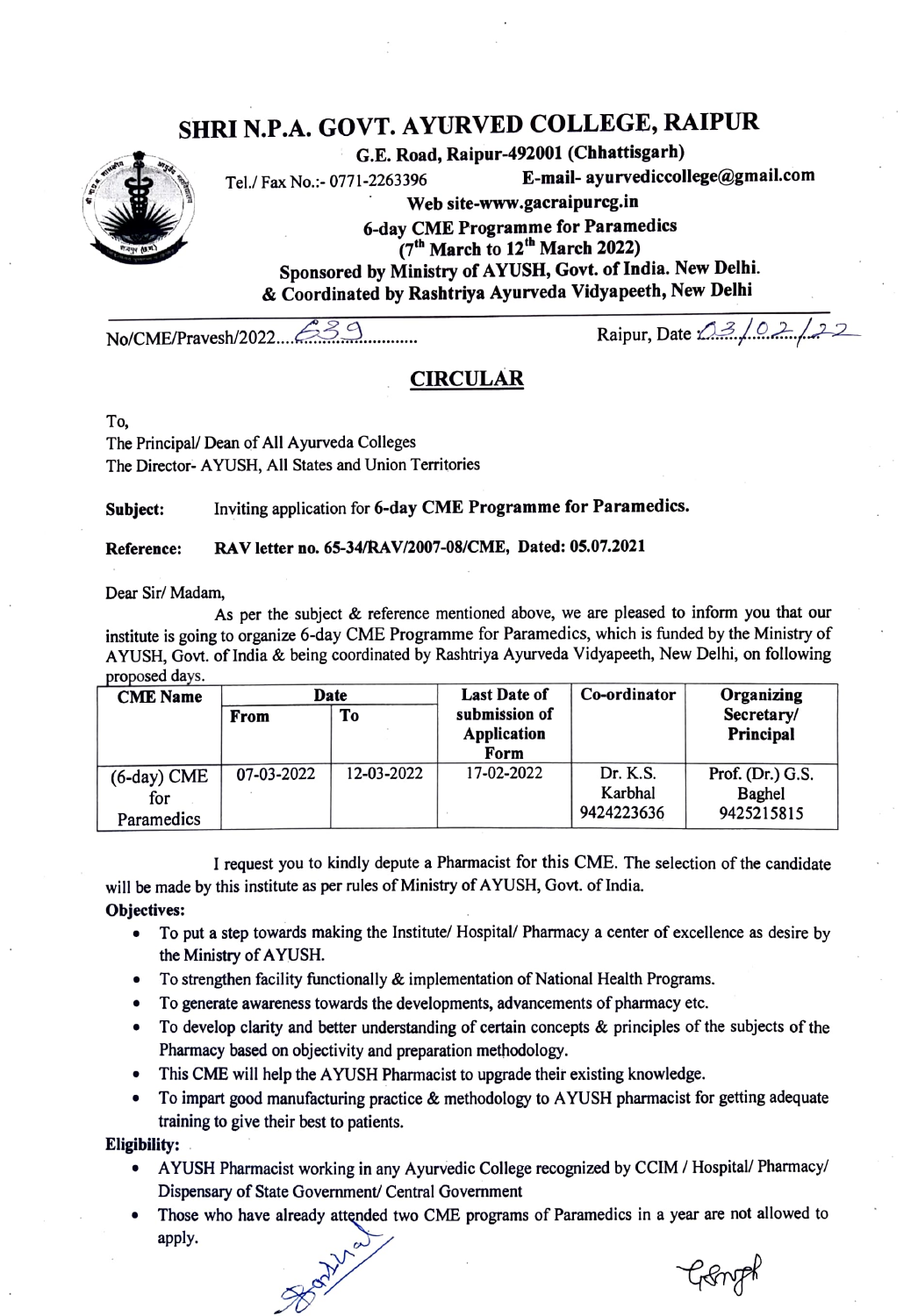# SHRI N.P.A. GOVT. AYURVED COLLEGE, RAIPUR

**G.E. Road, Raipur-492001 (Chhattisgarh)**

Tel./ Fax No.:- 0771-2263396 **E-mail- ayurvediccollege@gmail.com**

**Web site-www.gacraipurcg.in**

**6-day CME Programme for Paramedics**

**(7th March to 12th March 2022)**

**Sponsored by Ministry of AYUSH, Govt. of India. New Delhi.**

**& Coordinated by Rashtriya Ayurveda Vidyapeeth, New Delhi**

No/CME/Pravesh/2022....639............ Raipur, Date 03/02/22

## CIRCULAR

To,
The Principal/ Dean of All Ayurveda Colleges
The Director- AYUSH, All States and Union Territories

**Subject:** Inviting application for **6-day CME Programme for Paramedics.**

**Reference: RAV letter no. 65-34/RAV/2007-08/CME, Dated: 05.07.2021**

Dear Sir/ Madam,

As per the subject & reference mentioned above, we are pleased to inform you that our institute is going to organize 6-day CME Programme for Paramedics, which is funded by the Ministry of AYUSH, Govt. of India & being coordinated by Rashtriya Ayurveda Vidyapeeth, New Delhi, on following proposed days.

| CME Name | Date | | Last Date of submission of Application Form | Co-ordinator | Organizing Secretary/ Principal |
|---|---|---|---|---|---|
| | From | To | | | |
| (6-day) CME for Paramedics | 07-03-2022 | 12-03-2022 | 17-02-2022 | Dr. K.S. Karbhal 9424223636 | Prof. (Dr.) G.S. Baghel 9425215815 |

I request you to kindly depute a Pharmacist for this CME. The selection of the candidate will be made by this institute as per rules of Ministry of AYUSH, Govt. of India.

**Objectives:**

- To put a step towards making the Institute/ Hospital/ Pharmacy a center of excellence as desire by the Ministry of AYUSH.
- To strengthen facility functionally & implementation of National Health Programs.
- To generate awareness towards the developments, advancements of pharmacy etc.
- To develop clarity and better understanding of certain concepts & principles of the subjects of the Pharmacy based on objectivity and preparation methodology.
- This CME will help the AYUSH Pharmacist to upgrade their existing knowledge.
- To impart good manufacturing practice & methodology to AYUSH pharmacist for getting adequate training to give their best to patients.

**Eligibility:**

- AYUSH Pharmacist working in any Ayurvedic College recognized by CCIM / Hospital/ Pharmacy/ Dispensary of State Government/ Central Government
- Those who have already attended two CME programs of Paramedics in a year are not allowed to apply.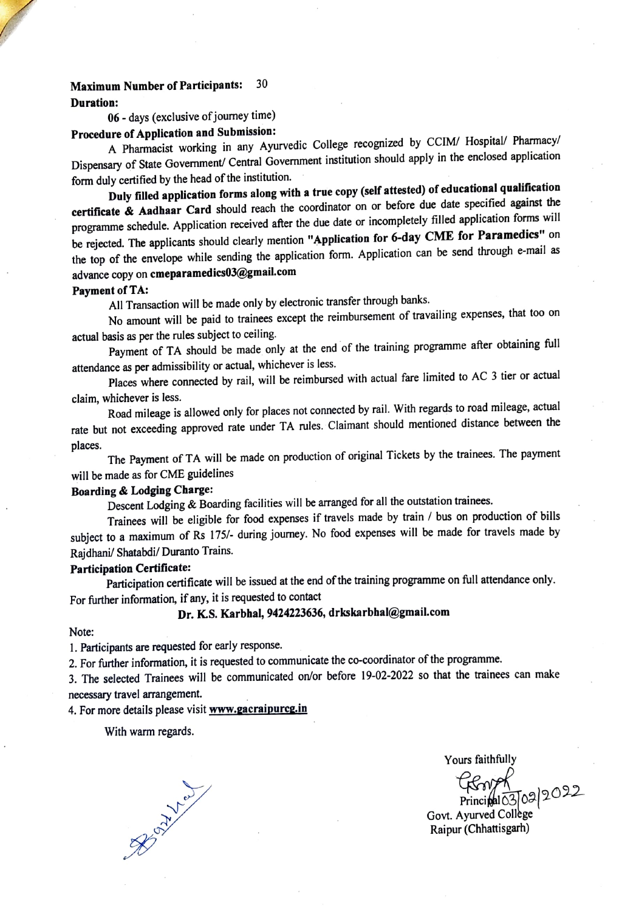**Maximum Number of Participants:** 30

**Duration:**

**06** - days (exclusive of journey time)

**Procedure of Application and Submission:**

A Pharmacist working in any Ayurvedic College recognized by CCIM/ Hospital/ Pharmacy/ Dispensary of State Government/ Central Government institution should apply in the enclosed application form duly certified by the head of the institution.

**Duly filled application forms along with a true copy (self attested) of educational qualification certificate & Aadhaar Card** should reach the coordinator on or before due date specified against the programme schedule. Application received after the due date or incompletely filled application forms will be rejected. The applicants should clearly mention **"Application for 6-day CME for Paramedics"** on the top of the envelope while sending the application form. Application can be send through e-mail as advance copy on **cmeparamedics03@gmail.com**

**Payment of TA:**

All Transaction will be made only by electronic transfer through banks.

No amount will be paid to trainees except the reimbursement of travailing expenses, that too on actual basis as per the rules subject to ceiling.

Payment of TA should be made only at the end of the training programme after obtaining full attendance as per admissibility or actual, whichever is less.

Places where connected by rail, will be reimbursed with actual fare limited to AC 3 tier or actual claim, whichever is less.

Road mileage is allowed only for places not connected by rail. With regards to road mileage, actual rate but not exceeding approved rate under TA rules. Claimant should mentioned distance between the places.

The Payment of TA will be made on production of original Tickets by the trainees. The payment will be made as for CME guidelines

**Boarding & Lodging Charge:**

Descent Lodging & Boarding facilities will be arranged for all the outstation trainees.

Trainees will be eligible for food expenses if travels made by train / bus on production of bills subject to a maximum of Rs 175/- during journey. No food expenses will be made for travels made by Rajdhani/ Shatabdi/ Duranto Trains.

**Participation Certificate:**

Participation certificate will be issued at the end of the training programme on full attendance only.

For further information, if any, it is requested to contact

**Dr. K.S. Karbhal, 9424223636, drkskarbhal@gmail.com**

Note:

1. Participants are requested for early response.
2. For further information, it is requested to communicate the co-coordinator of the programme.
3. The selected Trainees will be communicated on/or before 19-02-2022 so that the trainees can make necessary travel arrangement.
4. For more details please visit **www.gacraipurcg.in**

With warm regards.

Yours faithfully

Principal 03/02/2022

Govt. Ayurved College

Raipur (Chhattisgarh)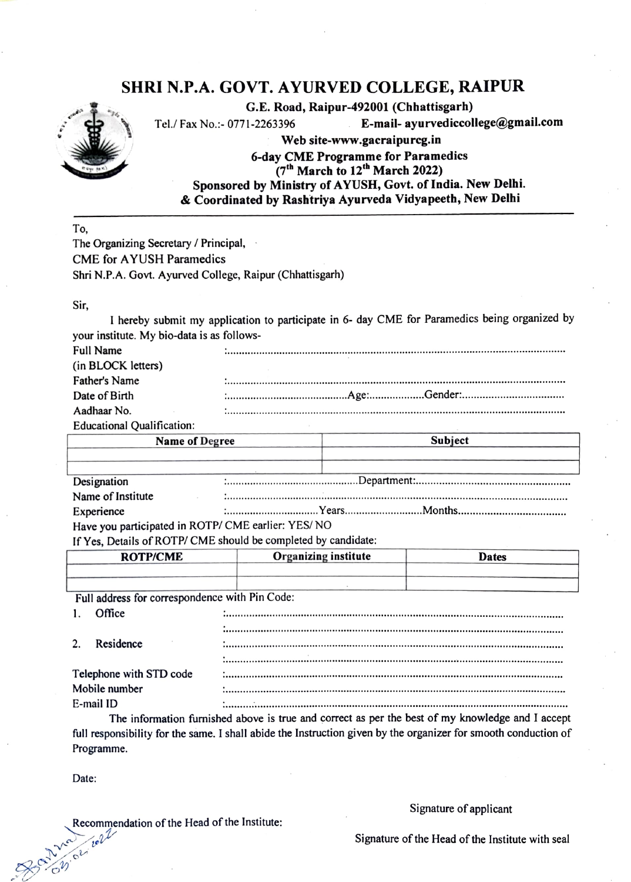# SHRI N.P.A. GOVT. AYURVED COLLEGE, RAIPUR

**G.E. Road, Raipur-492001 (Chhattisgarh)**

Tel./ Fax No.:- 0771-2263396 **E-mail- ayurvediccollege@gmail.com**

**Web site-www.gacraipurcg.in**

**6-day CME Programme for Paramedics**

**(7th March to 12th March 2022)**

**Sponsored by Ministry of AYUSH, Govt. of India. New Delhi.**

**& Coordinated by Rashtriya Ayurveda Vidyapeeth, New Delhi**

---

To,
The Organizing Secretary / Principal,
CME for AYUSH Paramedics
Shri N.P.A. Govt. Ayurved College, Raipur (Chhattisgarh)

Sir,

I hereby submit my application to participate in 6- day CME for Paramedics being organized by your institute. My bio-data is as follows-

Full Name (in BLOCK letters) :.................................................................

Father's Name :.................................................................

Date of Birth :..............................Age:..................Gender:..............................

Aadhaar No. :.................................................................

Educational Qualification:

| Name of Degree | Subject |
|---|---|
| | |
| | |

Designation :..............................Department:..............................

Name of Institute :.................................................................

Experience :..................Years..................Months..................

Have you participated in ROTP/ CME earlier: YES/ NO

If Yes, Details of ROTP/ CME should be completed by candidate:

| ROTP/CME | Organizing institute | Dates |
|---|---|---|
| | | |
| | | |

Full address for correspondence with Pin Code:

1. Office :.................................................................
   :.................................................................
2. Residence :.................................................................
   :.................................................................

Telephone with STD code :.................................................................

Mobile number :.................................................................

E-mail ID :.................................................................

The information furnished above is true and correct as per the best of my knowledge and I accept full responsibility for the same. I shall abide the Instruction given by the organizer for smooth conduction of Programme.

Date:

Signature of applicant

Recommendation of the Head of the Institute:

Signature of the Head of the Institute with seal